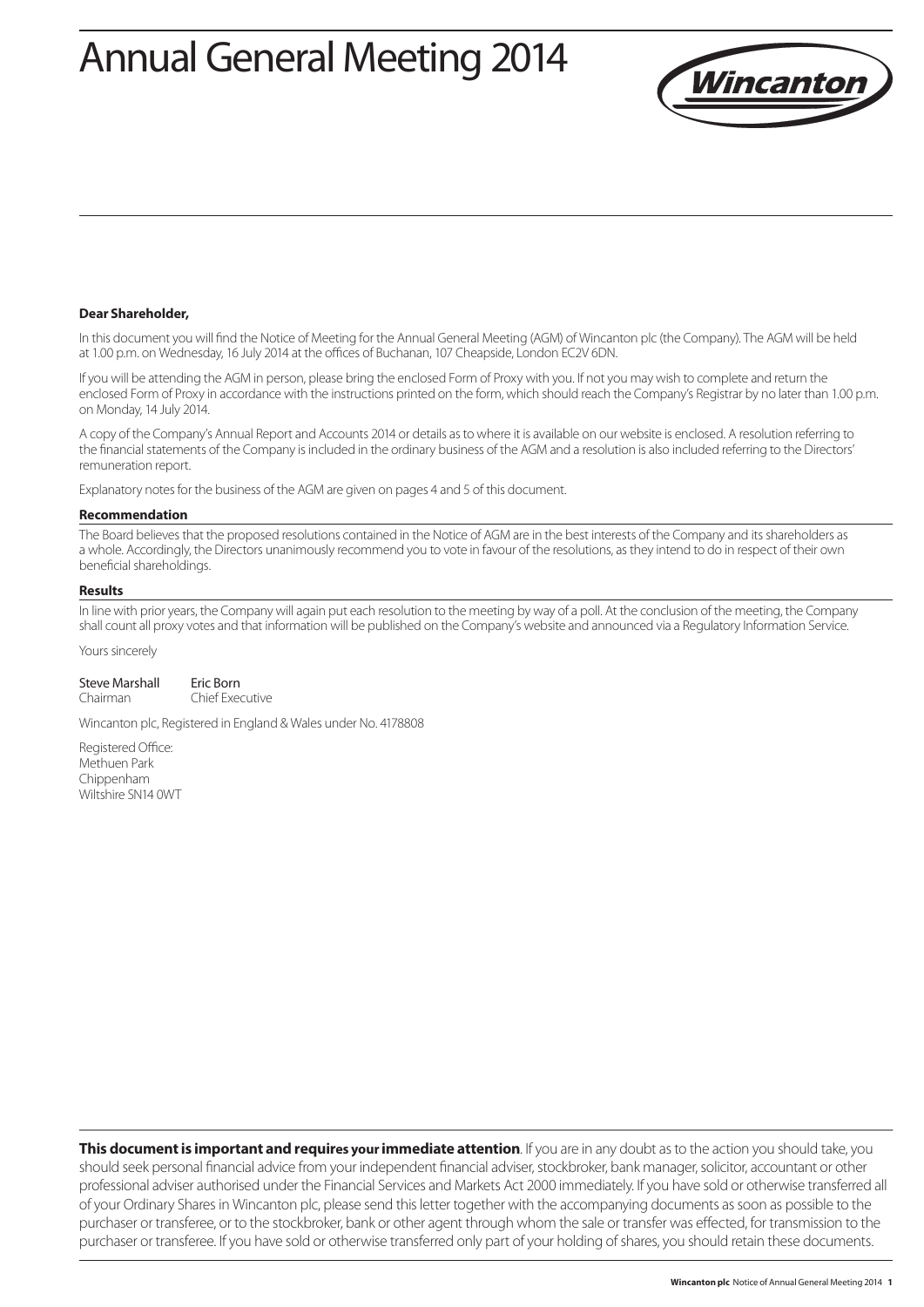# Annual General Meeting 2014

**Dear Shareholder,**

In this document you will find the Notice of Meeting for the Annual General Meeting (AGM) of Wincanton plc (the Company). The AGM will be held at 1.00 p.m. on Wednesday, 16 July 2014 at the offices of Buchanan, 107 Cheapside, London EC2V 6DN.

If you will be attending the AGM in person, please bring the enclosed Form of Proxy with you. If not you may wish to complete and return the enclosed Form of Proxy in accordance with the instructions printed on the form, which should reach the Company's Registrar by no later than 1.00 p.m. on Monday, 14 July 2014.

A copy of the Company's Annual Report and Accounts 2014 or details as to where it is available on our website is enclosed. A resolution referring to the financial statements of the Company is included in the ordinary business of the AGM and a resolution is also included referring to the Directors' remuneration report.

Explanatory notes for the business of the AGM are given on pages 4 and 5 of this document.

### Recommendation

The Board believes that the proposed resolutions contained in the Notice of AGM are in the best interests of the Company and its shareholders as a whole. Accordingly, the Directors unanimously recommend you to vote in favour of the resolutions, as they intend to do in respect of their own beneficial shareholdings.

### Results

In line with prior years, the Company will again put each resolution to the meeting by way of a poll. At the conclusion of the meeting, the Company shall count all proxy votes and that information will be published on the Company's website and announced via a Regulatory Information Service.

Yours sincerely

Steve Marshall
Chairman

Eric Born
Chief Executive

Wincanton plc, Registered in England & Wales under No. 4178808

Registered Office:
Methuen Park
Chippenham
Wiltshire SN14 0WT

**This document is important and requires your immediate attention**. If you are in any doubt as to the action you should take, you should seek personal financial advice from your independent financial adviser, stockbroker, bank manager, solicitor, accountant or other professional adviser authorised under the Financial Services and Markets Act 2000 immediately. If you have sold or otherwise transferred all of your Ordinary Shares in Wincanton plc, please send this letter together with the accompanying documents as soon as possible to the purchaser or transferee, or to the stockbroker, bank or other agent through whom the sale or transfer was effected, for transmission to the purchaser or transferee. If you have sold or otherwise transferred only part of your holding of shares, you should retain these documents.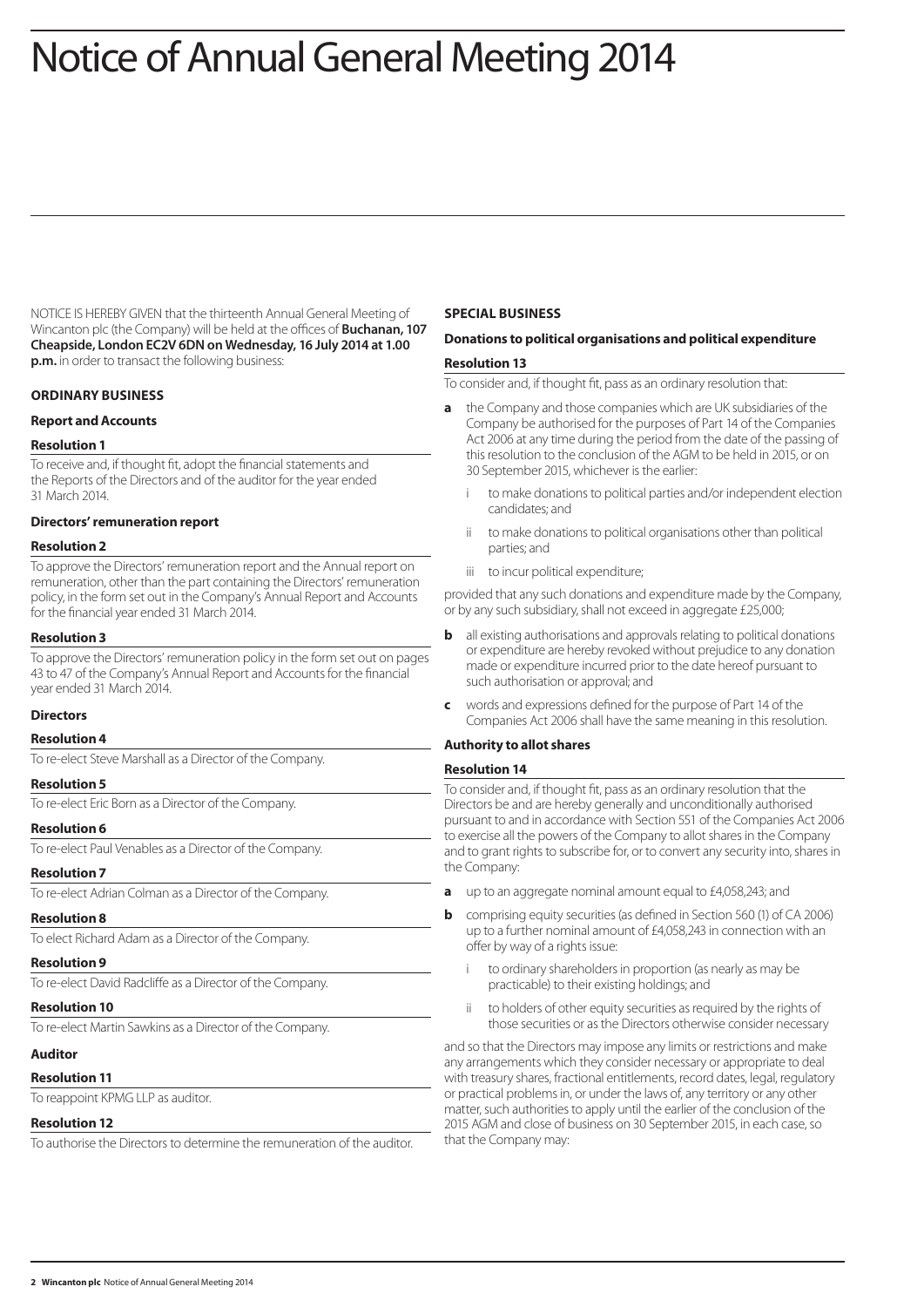# Notice of Annual General Meeting 2014

NOTICE IS HEREBY GIVEN that the thirteenth Annual General Meeting of Wincanton plc (the Company) will be held at the offices of **Buchanan, 107 Cheapside, London EC2V 6DN on Wednesday, 16 July 2014 at 1.00 p.m.** in order to transact the following business:

## ORDINARY BUSINESS

### Report and Accounts

#### Resolution 1

To receive and, if thought fit, adopt the financial statements and the Reports of the Directors and of the auditor for the year ended 31 March 2014.

### Directors' remuneration report

#### Resolution 2

To approve the Directors' remuneration report and the Annual report on remuneration, other than the part containing the Directors' remuneration policy, in the form set out in the Company's Annual Report and Accounts for the financial year ended 31 March 2014.

#### Resolution 3

To approve the Directors' remuneration policy in the form set out on pages 43 to 47 of the Company's Annual Report and Accounts for the financial year ended 31 March 2014.

### Directors

#### Resolution 4

To re-elect Steve Marshall as a Director of the Company.

#### Resolution 5

To re-elect Eric Born as a Director of the Company.

#### Resolution 6

To re-elect Paul Venables as a Director of the Company.

#### Resolution 7

To re-elect Adrian Colman as a Director of the Company.

#### Resolution 8

To elect Richard Adam as a Director of the Company.

#### Resolution 9

To re-elect David Radcliffe as a Director of the Company.

#### Resolution 10

To re-elect Martin Sawkins as a Director of the Company.

### Auditor

#### Resolution 11

To reappoint KPMG LLP as auditor.

#### Resolution 12

To authorise the Directors to determine the remuneration of the auditor.

## SPECIAL BUSINESS

### Donations to political organisations and political expenditure

#### Resolution 13

To consider and, if thought fit, pass as an ordinary resolution that:

**a** the Company and those companies which are UK subsidiaries of the Company be authorised for the purposes of Part 14 of the Companies Act 2006 at any time during the period from the date of the passing of this resolution to the conclusion of the AGM to be held in 2015, or on 30 September 2015, whichever is the earlier:

- i to make donations to political parties and/or independent election candidates; and
- ii to make donations to political organisations other than political parties; and
- iii to incur political expenditure;

provided that any such donations and expenditure made by the Company, or by any such subsidiary, shall not exceed in aggregate £25,000;

**b** all existing authorisations and approvals relating to political donations or expenditure are hereby revoked without prejudice to any donation made or expenditure incurred prior to the date hereof pursuant to such authorisation or approval; and

**c** words and expressions defined for the purpose of Part 14 of the Companies Act 2006 shall have the same meaning in this resolution.

### Authority to allot shares

#### Resolution 14

To consider and, if thought fit, pass as an ordinary resolution that the Directors be and are hereby generally and unconditionally authorised pursuant to and in accordance with Section 551 of the Companies Act 2006 to exercise all the powers of the Company to allot shares in the Company and to grant rights to subscribe for, or to convert any security into, shares in the Company:

**a** up to an aggregate nominal amount equal to £4,058,243; and

**b** comprising equity securities (as defined in Section 560 (1) of CA 2006) up to a further nominal amount of £4,058,243 in connection with an offer by way of a rights issue:

- i to ordinary shareholders in proportion (as nearly as may be practicable) to their existing holdings; and
- ii to holders of other equity securities as required by the rights of those securities or as the Directors otherwise consider necessary

and so that the Directors may impose any limits or restrictions and make any arrangements which they consider necessary or appropriate to deal with treasury shares, fractional entitlements, record dates, legal, regulatory or practical problems in, or under the laws of, any territory or any other matter, such authorities to apply until the earlier of the conclusion of the 2015 AGM and close of business on 30 September 2015, in each case, so that the Company may: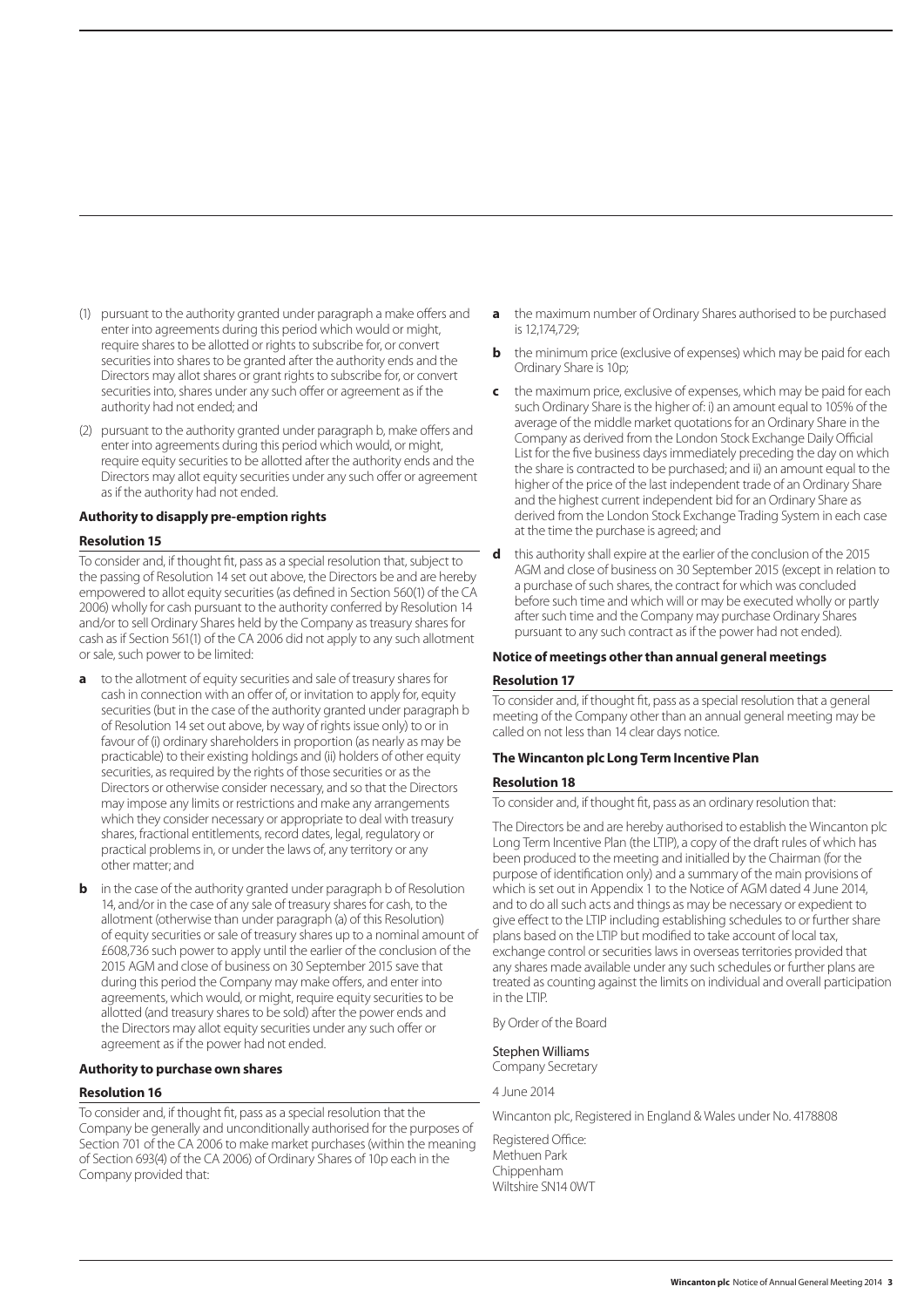(1) pursuant to the authority granted under paragraph a make offers and enter into agreements during this period which would or might, require shares to be allotted or rights to subscribe for, or convert securities into shares to be granted after the authority ends and the Directors may allot shares or grant rights to subscribe for, or convert securities into, shares under any such offer or agreement as if the authority had not ended; and

(2) pursuant to the authority granted under paragraph b, make offers and enter into agreements during this period which would, or might, require equity securities to be allotted after the authority ends and the Directors may allot equity securities under any such offer or agreement as if the authority had not ended.

### Authority to disapply pre-emption rights

#### Resolution 15

To consider and, if thought fit, pass as a special resolution that, subject to the passing of Resolution 14 set out above, the Directors be and are hereby empowered to allot equity securities (as defined in Section 560(1) of the CA 2006) wholly for cash pursuant to the authority conferred by Resolution 14 and/or to sell Ordinary Shares held by the Company as treasury shares for cash as if Section 561(1) of the CA 2006 did not apply to any such allotment or sale, such power to be limited:

**a** to the allotment of equity securities and sale of treasury shares for cash in connection with an offer of, or invitation to apply for, equity securities (but in the case of the authority granted under paragraph b of Resolution 14 set out above, by way of rights issue only) to or in favour of (i) ordinary shareholders in proportion (as nearly as may be practicable) to their existing holdings and (ii) holders of other equity securities, as required by the rights of those securities or as the Directors or otherwise consider necessary, and so that the Directors may impose any limits or restrictions and make any arrangements which they consider necessary or appropriate to deal with treasury shares, fractional entitlements, record dates, legal, regulatory or practical problems in, or under the laws of, any territory or any other matter; and

**b** in the case of the authority granted under paragraph b of Resolution 14, and/or in the case of any sale of treasury shares for cash, to the allotment (otherwise than under paragraph (a) of this Resolution) of equity securities or sale of treasury shares up to a nominal amount of £608,736 such power to apply until the earlier of the conclusion of the 2015 AGM and close of business on 30 September 2015 save that during this period the Company may make offers, and enter into agreements, which would, or might, require equity securities to be allotted (and treasury shares to be sold) after the power ends and the Directors may allot equity securities under any such offer or agreement as if the power had not ended.

### Authority to purchase own shares

#### Resolution 16

To consider and, if thought fit, pass as a special resolution that the Company be generally and unconditionally authorised for the purposes of Section 701 of the CA 2006 to make market purchases (within the meaning of Section 693(4) of the CA 2006) of Ordinary Shares of 10p each in the Company provided that:

**a** the maximum number of Ordinary Shares authorised to be purchased is 12,174,729;

**b** the minimum price (exclusive of expenses) which may be paid for each Ordinary Share is 10p;

**c** the maximum price, exclusive of expenses, which may be paid for each such Ordinary Share is the higher of: i) an amount equal to 105% of the average of the middle market quotations for an Ordinary Share in the Company as derived from the London Stock Exchange Daily Official List for the five business days immediately preceding the day on which the share is contracted to be purchased; and ii) an amount equal to the higher of the price of the last independent trade of an Ordinary Share and the highest current independent bid for an Ordinary Share as derived from the London Stock Exchange Trading System in each case at the time the purchase is agreed; and

**d** this authority shall expire at the earlier of the conclusion of the 2015 AGM and close of business on 30 September 2015 (except in relation to a purchase of such shares, the contract for which was concluded before such time and which will or may be executed wholly or partly after such time and the Company may purchase Ordinary Shares pursuant to any such contract as if the power had not ended).

### Notice of meetings other than annual general meetings

#### Resolution 17

To consider and, if thought fit, pass as a special resolution that a general meeting of the Company other than an annual general meeting may be called on not less than 14 clear days notice.

### The Wincanton plc Long Term Incentive Plan

#### Resolution 18

To consider and, if thought fit, pass as an ordinary resolution that:

The Directors be and are hereby authorised to establish the Wincanton plc Long Term Incentive Plan (the LTIP), a copy of the draft rules of which has been produced to the meeting and initialled by the Chairman (for the purpose of identification only) and a summary of the main provisions of which is set out in Appendix 1 to the Notice of AGM dated 4 June 2014, and to do all such acts and things as may be necessary or expedient to give effect to the LTIP including establishing schedules to or further share plans based on the LTIP but modified to take account of local tax, exchange control or securities laws in overseas territories provided that any shares made available under any such schedules or further plans are treated as counting against the limits on individual and overall participation in the LTIP.

By Order of the Board

Stephen Williams
Company Secretary

4 June 2014

Wincanton plc, Registered in England & Wales under No. 4178808

Registered Office:
Methuen Park
Chippenham
Wiltshire SN14 0WT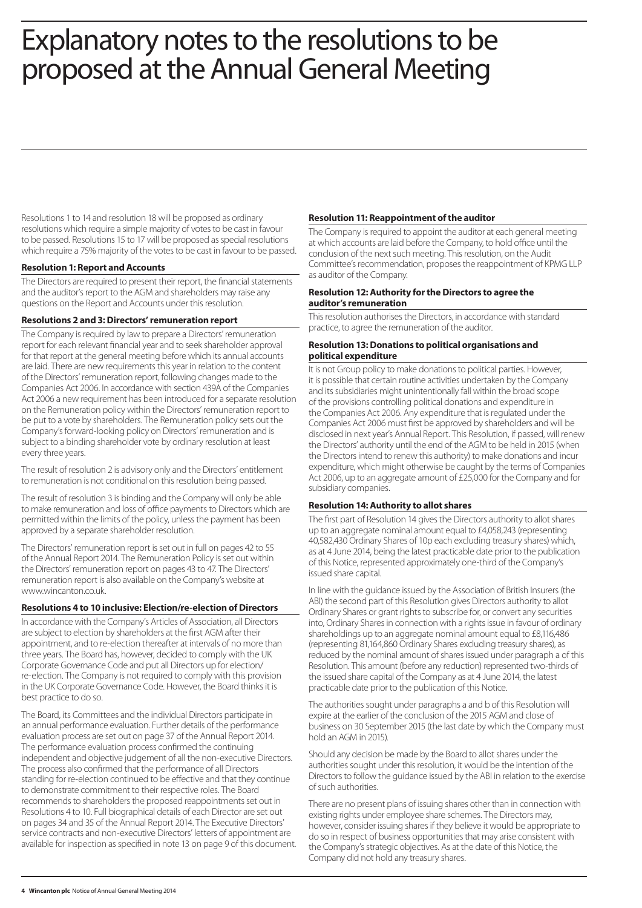# Explanatory notes to the resolutions to be proposed at the Annual General Meeting

Resolutions 1 to 14 and resolution 18 will be proposed as ordinary resolutions which require a simple majority of votes to be cast in favour to be passed. Resolutions 15 to 17 will be proposed as special resolutions which require a 75% majority of the votes to be cast in favour to be passed.

**Resolution 1: Report and Accounts**

The Directors are required to present their report, the financial statements and the auditor's report to the AGM and shareholders may raise any questions on the Report and Accounts under this resolution.

**Resolutions 2 and 3: Directors' remuneration report**

The Company is required by law to prepare a Directors' remuneration report for each relevant financial year and to seek shareholder approval for that report at the general meeting before which its annual accounts are laid. There are new requirements this year in relation to the content of the Directors' remuneration report, following changes made to the Companies Act 2006. In accordance with section 439A of the Companies Act 2006 a new requirement has been introduced for a separate resolution on the Remuneration policy within the Directors' remuneration report to be put to a vote by shareholders. The Remuneration policy sets out the Company's forward-looking policy on Directors' remuneration and is subject to a binding shareholder vote by ordinary resolution at least every three years.

The result of resolution 2 is advisory only and the Directors' entitlement to remuneration is not conditional on this resolution being passed.

The result of resolution 3 is binding and the Company will only be able to make remuneration and loss of office payments to Directors which are permitted within the limits of the policy, unless the payment has been approved by a separate shareholder resolution.

The Directors' remuneration report is set out in full on pages 42 to 55 of the Annual Report 2014. The Remuneration Policy is set out within the Directors' remuneration report on pages 43 to 47. The Directors' remuneration report is also available on the Company's website at www.wincanton.co.uk.

**Resolutions 4 to 10 inclusive: Election/re-election of Directors**

In accordance with the Company's Articles of Association, all Directors are subject to election by shareholders at the first AGM after their appointment, and to re-election thereafter at intervals of no more than three years. The Board has, however, decided to comply with the UK Corporate Governance Code and put all Directors up for election/re-election. The Company is not required to comply with this provision in the UK Corporate Governance Code. However, the Board thinks it is best practice to do so.

The Board, its Committees and the individual Directors participate in an annual performance evaluation. Further details of the performance evaluation process are set out on page 37 of the Annual Report 2014. The performance evaluation process confirmed the continuing independent and objective judgement of all the non-executive Directors. The process also confirmed that the performance of all Directors standing for re-election continued to be effective and that they continue to demonstrate commitment to their respective roles. The Board recommends to shareholders the proposed reappointments set out in Resolutions 4 to 10. Full biographical details of each Director are set out on pages 34 and 35 of the Annual Report 2014. The Executive Directors' service contracts and non-executive Directors' letters of appointment are available for inspection as specified in note 13 on page 9 of this document.

**Resolution 11: Reappointment of the auditor**

The Company is required to appoint the auditor at each general meeting at which accounts are laid before the Company, to hold office until the conclusion of the next such meeting. This resolution, on the Audit Committee's recommendation, proposes the reappointment of KPMG LLP as auditor of the Company.

**Resolution 12: Authority for the Directors to agree the auditor's remuneration**

This resolution authorises the Directors, in accordance with standard practice, to agree the remuneration of the auditor.

**Resolution 13: Donations to political organisations and political expenditure**

It is not Group policy to make donations to political parties. However, it is possible that certain routine activities undertaken by the Company and its subsidiaries might unintentionally fall within the broad scope of the provisions controlling political donations and expenditure in the Companies Act 2006. Any expenditure that is regulated under the Companies Act 2006 must first be approved by shareholders and will be disclosed in next year's Annual Report. This Resolution, if passed, will renew the Directors' authority until the end of the AGM to be held in 2015 (when the Directors intend to renew this authority) to make donations and incur expenditure, which might otherwise be caught by the terms of Companies Act 2006, up to an aggregate amount of £25,000 for the Company and for subsidiary companies.

**Resolution 14: Authority to allot shares**

The first part of Resolution 14 gives the Directors authority to allot shares up to an aggregate nominal amount equal to £4,058,243 (representing 40,582,430 Ordinary Shares of 10p each excluding treasury shares) which, as at 4 June 2014, being the latest practicable date prior to the publication of this Notice, represented approximately one-third of the Company's issued share capital.

In line with the guidance issued by the Association of British Insurers (the ABI) the second part of this Resolution gives Directors authority to allot Ordinary Shares or grant rights to subscribe for, or convert any securities into, Ordinary Shares in connection with a rights issue in favour of ordinary shareholdings up to an aggregate nominal amount equal to £8,116,486 (representing 81,164,860 Ordinary Shares excluding treasury shares), as reduced by the nominal amount of shares issued under paragraph a of this Resolution. This amount (before any reduction) represented two-thirds of the issued share capital of the Company as at 4 June 2014, the latest practicable date prior to the publication of this Notice.

The authorities sought under paragraphs a and b of this Resolution will expire at the earlier of the conclusion of the 2015 AGM and close of business on 30 September 2015 (the last date by which the Company must hold an AGM in 2015).

Should any decision be made by the Board to allot shares under the authorities sought under this resolution, it would be the intention of the Directors to follow the guidance issued by the ABI in relation to the exercise of such authorities.

There are no present plans of issuing shares other than in connection with existing rights under employee share schemes. The Directors may, however, consider issuing shares if they believe it would be appropriate to do so in respect of business opportunities that may arise consistent with the Company's strategic objectives. As at the date of this Notice, the Company did not hold any treasury shares.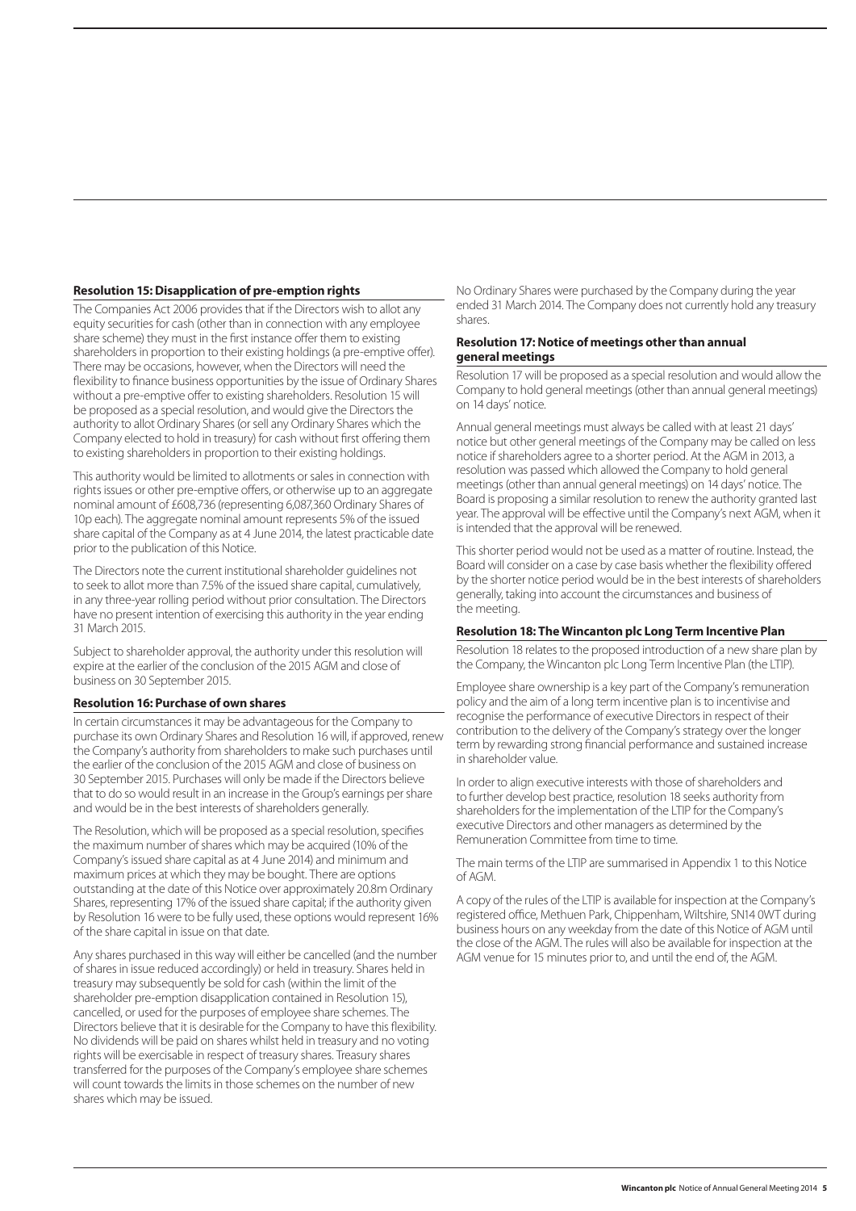### Resolution 15: Disapplication of pre-emption rights

The Companies Act 2006 provides that if the Directors wish to allot any equity securities for cash (other than in connection with any employee share scheme) they must in the first instance offer them to existing shareholders in proportion to their existing holdings (a pre-emptive offer). There may be occasions, however, when the Directors will need the flexibility to finance business opportunities by the issue of Ordinary Shares without a pre-emptive offer to existing shareholders. Resolution 15 will be proposed as a special resolution, and would give the Directors the authority to allot Ordinary Shares (or sell any Ordinary Shares which the Company elected to hold in treasury) for cash without first offering them to existing shareholders in proportion to their existing holdings.

This authority would be limited to allotments or sales in connection with rights issues or other pre-emptive offers, or otherwise up to an aggregate nominal amount of £608,736 (representing 6,087,360 Ordinary Shares of 10p each). The aggregate nominal amount represents 5% of the issued share capital of the Company as at 4 June 2014, the latest practicable date prior to the publication of this Notice.

The Directors note the current institutional shareholder guidelines not to seek to allot more than 7.5% of the issued share capital, cumulatively, in any three-year rolling period without prior consultation. The Directors have no present intention of exercising this authority in the year ending 31 March 2015.

Subject to shareholder approval, the authority under this resolution will expire at the earlier of the conclusion of the 2015 AGM and close of business on 30 September 2015.

### Resolution 16: Purchase of own shares

In certain circumstances it may be advantageous for the Company to purchase its own Ordinary Shares and Resolution 16 will, if approved, renew the Company's authority from shareholders to make such purchases until the earlier of the conclusion of the 2015 AGM and close of business on 30 September 2015. Purchases will only be made if the Directors believe that to do so would result in an increase in the Group's earnings per share and would be in the best interests of shareholders generally.

The Resolution, which will be proposed as a special resolution, specifies the maximum number of shares which may be acquired (10% of the Company's issued share capital as at 4 June 2014) and minimum and maximum prices at which they may be bought. There are options outstanding at the date of this Notice over approximately 20.8m Ordinary Shares, representing 17% of the issued share capital; if the authority given by Resolution 16 were to be fully used, these options would represent 16% of the share capital in issue on that date.

Any shares purchased in this way will either be cancelled (and the number of shares in issue reduced accordingly) or held in treasury. Shares held in treasury may subsequently be sold for cash (within the limit of the shareholder pre-emption disapplication contained in Resolution 15), cancelled, or used for the purposes of employee share schemes. The Directors believe that it is desirable for the Company to have this flexibility. No dividends will be paid on shares whilst held in treasury and no voting rights will be exercisable in respect of treasury shares. Treasury shares transferred for the purposes of the Company's employee share schemes will count towards the limits in those schemes on the number of new shares which may be issued.

No Ordinary Shares were purchased by the Company during the year ended 31 March 2014. The Company does not currently hold any treasury shares.

### Resolution 17: Notice of meetings other than annual general meetings

Resolution 17 will be proposed as a special resolution and would allow the Company to hold general meetings (other than annual general meetings) on 14 days' notice.

Annual general meetings must always be called with at least 21 days' notice but other general meetings of the Company may be called on less notice if shareholders agree to a shorter period. At the AGM in 2013, a resolution was passed which allowed the Company to hold general meetings (other than annual general meetings) on 14 days' notice. The Board is proposing a similar resolution to renew the authority granted last year. The approval will be effective until the Company's next AGM, when it is intended that the approval will be renewed.

This shorter period would not be used as a matter of routine. Instead, the Board will consider on a case by case basis whether the flexibility offered by the shorter notice period would be in the best interests of shareholders generally, taking into account the circumstances and business of the meeting.

### Resolution 18: The Wincanton plc Long Term Incentive Plan

Resolution 18 relates to the proposed introduction of a new share plan by the Company, the Wincanton plc Long Term Incentive Plan (the LTIP).

Employee share ownership is a key part of the Company's remuneration policy and the aim of a long term incentive plan is to incentivise and recognise the performance of executive Directors in respect of their contribution to the delivery of the Company's strategy over the longer term by rewarding strong financial performance and sustained increase in shareholder value.

In order to align executive interests with those of shareholders and to further develop best practice, resolution 18 seeks authority from shareholders for the implementation of the LTIP for the Company's executive Directors and other managers as determined by the Remuneration Committee from time to time.

The main terms of the LTIP are summarised in Appendix 1 to this Notice of AGM.

A copy of the rules of the LTIP is available for inspection at the Company's registered office, Methuen Park, Chippenham, Wiltshire, SN14 0WT during business hours on any weekday from the date of this Notice of AGM until the close of the AGM. The rules will also be available for inspection at the AGM venue for 15 minutes prior to, and until the end of, the AGM.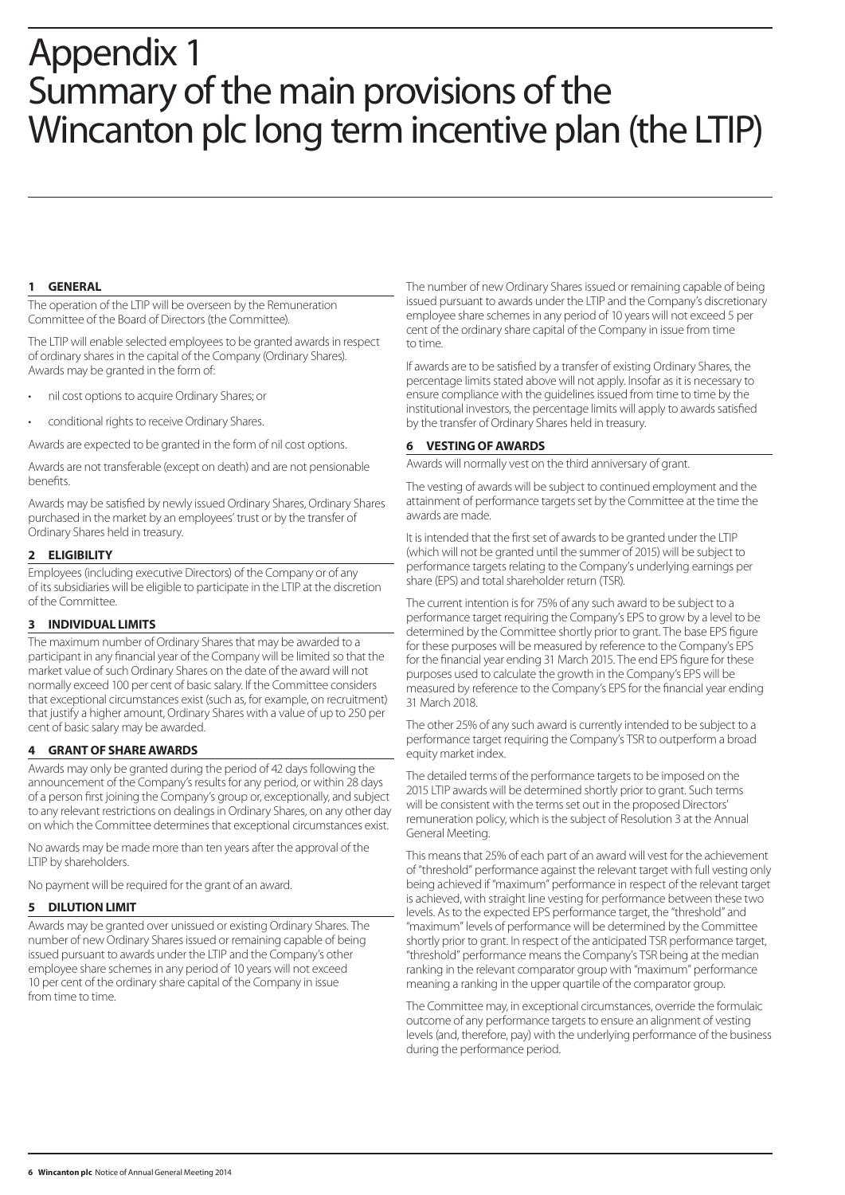# Appendix 1
# Summary of the main provisions of the Wincanton plc long term incentive plan (the LTIP)

## 1 GENERAL

The operation of the LTIP will be overseen by the Remuneration Committee of the Board of Directors (the Committee).

The LTIP will enable selected employees to be granted awards in respect of ordinary shares in the capital of the Company (Ordinary Shares). Awards may be granted in the form of:

- nil cost options to acquire Ordinary Shares; or
- conditional rights to receive Ordinary Shares.

Awards are expected to be granted in the form of nil cost options.

Awards are not transferable (except on death) and are not pensionable benefits.

Awards may be satisfied by newly issued Ordinary Shares, Ordinary Shares purchased in the market by an employees' trust or by the transfer of Ordinary Shares held in treasury.

## 2 ELIGIBILITY

Employees (including executive Directors) of the Company or of any of its subsidiaries will be eligible to participate in the LTIP at the discretion of the Committee.

## 3 INDIVIDUAL LIMITS

The maximum number of Ordinary Shares that may be awarded to a participant in any financial year of the Company will be limited so that the market value of such Ordinary Shares on the date of the award will not normally exceed 100 per cent of basic salary. If the Committee considers that exceptional circumstances exist (such as, for example, on recruitment) that justify a higher amount, Ordinary Shares with a value of up to 250 per cent of basic salary may be awarded.

## 4 GRANT OF SHARE AWARDS

Awards may only be granted during the period of 42 days following the announcement of the Company's results for any period, or within 28 days of a person first joining the Company's group or, exceptionally, and subject to any relevant restrictions on dealings in Ordinary Shares, on any other day on which the Committee determines that exceptional circumstances exist.

No awards may be made more than ten years after the approval of the LTIP by shareholders.

No payment will be required for the grant of an award.

## 5 DILUTION LIMIT

Awards may be granted over unissued or existing Ordinary Shares. The number of new Ordinary Shares issued or remaining capable of being issued pursuant to awards under the LTIP and the Company's other employee share schemes in any period of 10 years will not exceed 10 per cent of the ordinary share capital of the Company in issue from time to time.

The number of new Ordinary Shares issued or remaining capable of being issued pursuant to awards under the LTIP and the Company's discretionary employee share schemes in any period of 10 years will not exceed 5 per cent of the ordinary share capital of the Company in issue from time to time.

If awards are to be satisfied by a transfer of existing Ordinary Shares, the percentage limits stated above will not apply. Insofar as it is necessary to ensure compliance with the guidelines issued from time to time by the institutional investors, the percentage limits will apply to awards satisfied by the transfer of Ordinary Shares held in treasury.

## 6 VESTING OF AWARDS

Awards will normally vest on the third anniversary of grant.

The vesting of awards will be subject to continued employment and the attainment of performance targets set by the Committee at the time the awards are made.

It is intended that the first set of awards to be granted under the LTIP (which will not be granted until the summer of 2015) will be subject to performance targets relating to the Company's underlying earnings per share (EPS) and total shareholder return (TSR).

The current intention is for 75% of any such award to be subject to a performance target requiring the Company's EPS to grow by a level to be determined by the Committee shortly prior to grant. The base EPS figure for these purposes will be measured by reference to the Company's EPS for the financial year ending 31 March 2015. The end EPS figure for these purposes used to calculate the growth in the Company's EPS will be measured by reference to the Company's EPS for the financial year ending 31 March 2018.

The other 25% of any such award is currently intended to be subject to a performance target requiring the Company's TSR to outperform a broad equity market index.

The detailed terms of the performance targets to be imposed on the 2015 LTIP awards will be determined shortly prior to grant. Such terms will be consistent with the terms set out in the proposed Directors' remuneration policy, which is the subject of Resolution 3 at the Annual General Meeting.

This means that 25% of each part of an award will vest for the achievement of "threshold" performance against the relevant target with full vesting only being achieved if "maximum" performance in respect of the relevant target is achieved, with straight line vesting for performance between these two levels. As to the expected EPS performance target, the "threshold" and "maximum" levels of performance will be determined by the Committee shortly prior to grant. In respect of the anticipated TSR performance target, "threshold" performance means the Company's TSR being at the median ranking in the relevant comparator group with "maximum" performance meaning a ranking in the upper quartile of the comparator group.

The Committee may, in exceptional circumstances, override the formulaic outcome of any performance targets to ensure an alignment of vesting levels (and, therefore, pay) with the underlying performance of the business during the performance period.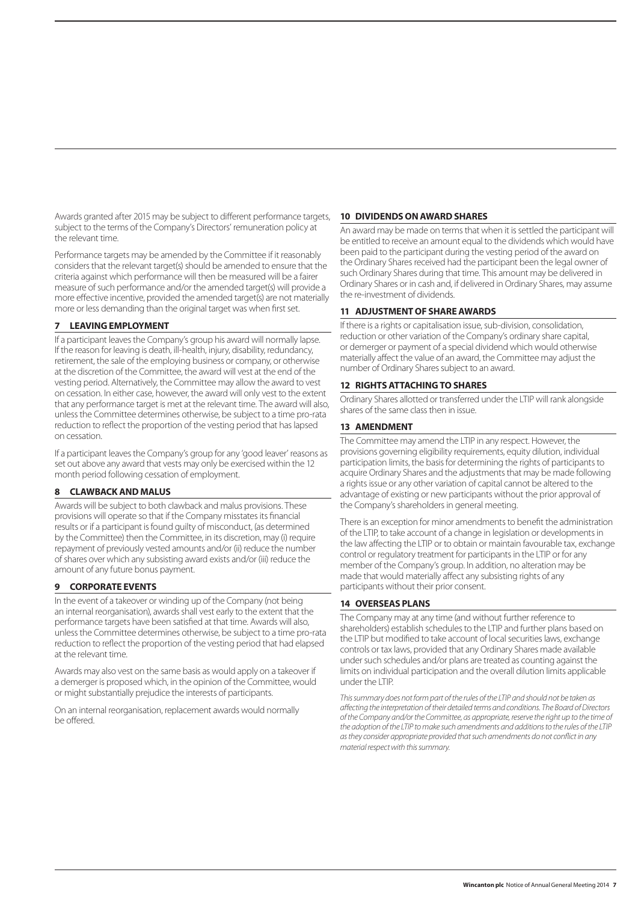Awards granted after 2015 may be subject to different performance targets, subject to the terms of the Company's Directors' remuneration policy at the relevant time.

Performance targets may be amended by the Committee if it reasonably considers that the relevant target(s) should be amended to ensure that the criteria against which performance will then be measured will be a fairer measure of such performance and/or the amended target(s) will provide a more effective incentive, provided the amended target(s) are not materially more or less demanding than the original target was when first set.

### 7 LEAVING EMPLOYMENT

If a participant leaves the Company's group his award will normally lapse. If the reason for leaving is death, ill-health, injury, disability, redundancy, retirement, the sale of the employing business or company, or otherwise at the discretion of the Committee, the award will vest at the end of the vesting period. Alternatively, the Committee may allow the award to vest on cessation. In either case, however, the award will only vest to the extent that any performance target is met at the relevant time. The award will also, unless the Committee determines otherwise, be subject to a time pro-rata reduction to reflect the proportion of the vesting period that has lapsed on cessation.

If a participant leaves the Company's group for any 'good leaver' reasons as set out above any award that vests may only be exercised within the 12 month period following cessation of employment.

### 8 CLAWBACK AND MALUS

Awards will be subject to both clawback and malus provisions. These provisions will operate so that if the Company misstates its financial results or if a participant is found guilty of misconduct, (as determined by the Committee) then the Committee, in its discretion, may (i) require repayment of previously vested amounts and/or (ii) reduce the number of shares over which any subsisting award exists and/or (iii) reduce the amount of any future bonus payment.

### 9 CORPORATE EVENTS

In the event of a takeover or winding up of the Company (not being an internal reorganisation), awards shall vest early to the extent that the performance targets have been satisfied at that time. Awards will also, unless the Committee determines otherwise, be subject to a time pro-rata reduction to reflect the proportion of the vesting period that had elapsed at the relevant time.

Awards may also vest on the same basis as would apply on a takeover if a demerger is proposed which, in the opinion of the Committee, would or might substantially prejudice the interests of participants.

On an internal reorganisation, replacement awards would normally be offered.

### 10 DIVIDENDS ON AWARD SHARES

An award may be made on terms that when it is settled the participant will be entitled to receive an amount equal to the dividends which would have been paid to the participant during the vesting period of the award on the Ordinary Shares received had the participant been the legal owner of such Ordinary Shares during that time. This amount may be delivered in Ordinary Shares or in cash and, if delivered in Ordinary Shares, may assume the re-investment of dividends.

### 11 ADJUSTMENT OF SHARE AWARDS

If there is a rights or capitalisation issue, sub-division, consolidation, reduction or other variation of the Company's ordinary share capital, or demerger or payment of a special dividend which would otherwise materially affect the value of an award, the Committee may adjust the number of Ordinary Shares subject to an award.

### 12 RIGHTS ATTACHING TO SHARES

Ordinary Shares allotted or transferred under the LTIP will rank alongside shares of the same class then in issue.

### 13 AMENDMENT

The Committee may amend the LTIP in any respect. However, the provisions governing eligibility requirements, equity dilution, individual participation limits, the basis for determining the rights of participants to acquire Ordinary Shares and the adjustments that may be made following a rights issue or any other variation of capital cannot be altered to the advantage of existing or new participants without the prior approval of the Company's shareholders in general meeting.

There is an exception for minor amendments to benefit the administration of the LTIP, to take account of a change in legislation or developments in the law affecting the LTIP or to obtain or maintain favourable tax, exchange control or regulatory treatment for participants in the LTIP or for any member of the Company's group. In addition, no alteration may be made that would materially affect any subsisting rights of any participants without their prior consent.

### 14 OVERSEAS PLANS

The Company may at any time (and without further reference to shareholders) establish schedules to the LTIP and further plans based on the LTIP but modified to take account of local securities laws, exchange controls or tax laws, provided that any Ordinary Shares made available under such schedules and/or plans are treated as counting against the limits on individual participation and the overall dilution limits applicable under the LTIP.

*This summary does not form part of the rules of the LTIP and should not be taken as affecting the interpretation of their detailed terms and conditions. The Board of Directors of the Company and/or the Committee, as appropriate, reserve the right up to the time of the adoption of the LTIP to make such amendments and additions to the rules of the LTIP as they consider appropriate provided that such amendments do not conflict in any material respect with this summary.*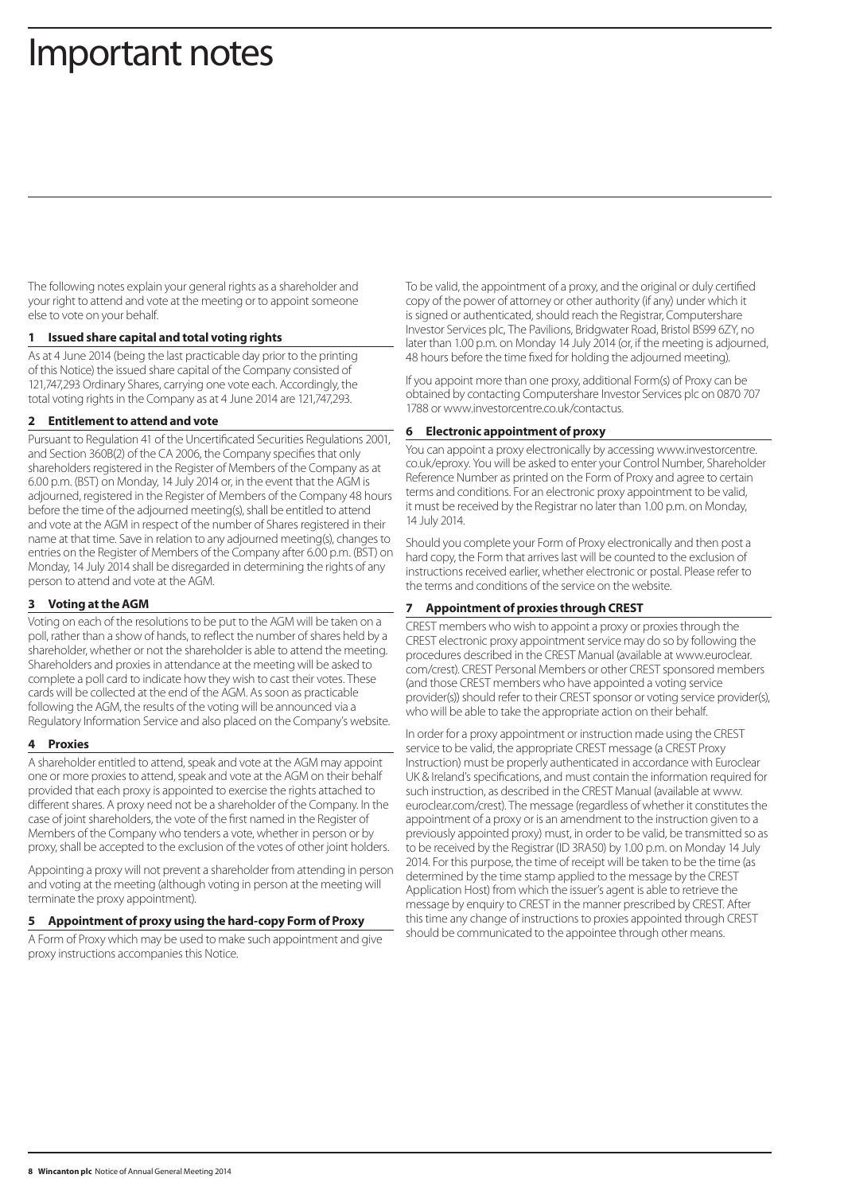# Important notes

The following notes explain your general rights as a shareholder and your right to attend and vote at the meeting or to appoint someone else to vote on your behalf.

## 1 Issued share capital and total voting rights

As at 4 June 2014 (being the last practicable day prior to the printing of this Notice) the issued share capital of the Company consisted of 121,747,293 Ordinary Shares, carrying one vote each. Accordingly, the total voting rights in the Company as at 4 June 2014 are 121,747,293.

## 2 Entitlement to attend and vote

Pursuant to Regulation 41 of the Uncertificated Securities Regulations 2001, and Section 360B(2) of the CA 2006, the Company specifies that only shareholders registered in the Register of Members of the Company as at 6.00 p.m. (BST) on Monday, 14 July 2014 or, in the event that the AGM is adjourned, registered in the Register of Members of the Company 48 hours before the time of the adjourned meeting(s), shall be entitled to attend and vote at the AGM in respect of the number of Shares registered in their name at that time. Save in relation to any adjourned meeting(s), changes to entries on the Register of Members of the Company after 6.00 p.m. (BST) on Monday, 14 July 2014 shall be disregarded in determining the rights of any person to attend and vote at the AGM.

## 3 Voting at the AGM

Voting on each of the resolutions to be put to the AGM will be taken on a poll, rather than a show of hands, to reflect the number of shares held by a shareholder, whether or not the shareholder is able to attend the meeting. Shareholders and proxies in attendance at the meeting will be asked to complete a poll card to indicate how they wish to cast their votes. These cards will be collected at the end of the AGM. As soon as practicable following the AGM, the results of the voting will be announced via a Regulatory Information Service and also placed on the Company's website.

## 4 Proxies

A shareholder entitled to attend, speak and vote at the AGM may appoint one or more proxies to attend, speak and vote at the AGM on their behalf provided that each proxy is appointed to exercise the rights attached to different shares. A proxy need not be a shareholder of the Company. In the case of joint shareholders, the vote of the first named in the Register of Members of the Company who tenders a vote, whether in person or by proxy, shall be accepted to the exclusion of the votes of other joint holders.

Appointing a proxy will not prevent a shareholder from attending in person and voting at the meeting (although voting in person at the meeting will terminate the proxy appointment).

## 5 Appointment of proxy using the hard-copy Form of Proxy

A Form of Proxy which may be used to make such appointment and give proxy instructions accompanies this Notice.

To be valid, the appointment of a proxy, and the original or duly certified copy of the power of attorney or other authority (if any) under which it is signed or authenticated, should reach the Registrar, Computershare Investor Services plc, The Pavilions, Bridgwater Road, Bristol BS99 6ZY, no later than 1.00 p.m. on Monday 14 July 2014 (or, if the meeting is adjourned, 48 hours before the time fixed for holding the adjourned meeting).

If you appoint more than one proxy, additional Form(s) of Proxy can be obtained by contacting Computershare Investor Services plc on 0870 707 1788 or www.investorcentre.co.uk/contactus.

## 6 Electronic appointment of proxy

You can appoint a proxy electronically by accessing www.investorcentre.co.uk/eproxy. You will be asked to enter your Control Number, Shareholder Reference Number as printed on the Form of Proxy and agree to certain terms and conditions. For an electronic proxy appointment to be valid, it must be received by the Registrar no later than 1.00 p.m. on Monday, 14 July 2014.

Should you complete your Form of Proxy electronically and then post a hard copy, the Form that arrives last will be counted to the exclusion of instructions received earlier, whether electronic or postal. Please refer to the terms and conditions of the service on the website.

## 7 Appointment of proxies through CREST

CREST members who wish to appoint a proxy or proxies through the CREST electronic proxy appointment service may do so by following the procedures described in the CREST Manual (available at www.euroclear.com/crest). CREST Personal Members or other CREST sponsored members (and those CREST members who have appointed a voting service provider(s)) should refer to their CREST sponsor or voting service provider(s), who will be able to take the appropriate action on their behalf.

In order for a proxy appointment or instruction made using the CREST service to be valid, the appropriate CREST message (a CREST Proxy Instruction) must be properly authenticated in accordance with Euroclear UK & Ireland's specifications, and must contain the information required for such instruction, as described in the CREST Manual (available at www.euroclear.com/crest). The message (regardless of whether it constitutes the appointment of a proxy or is an amendment to the instruction given to a previously appointed proxy) must, in order to be valid, be transmitted so as to be received by the Registrar (ID 3RA50) by 1.00 p.m. on Monday 14 July 2014. For this purpose, the time of receipt will be taken to be the time (as determined by the time stamp applied to the message by the CREST Application Host) from which the issuer's agent is able to retrieve the message by enquiry to CREST in the manner prescribed by CREST. After this time any change of instructions to proxies appointed through CREST should be communicated to the appointee through other means.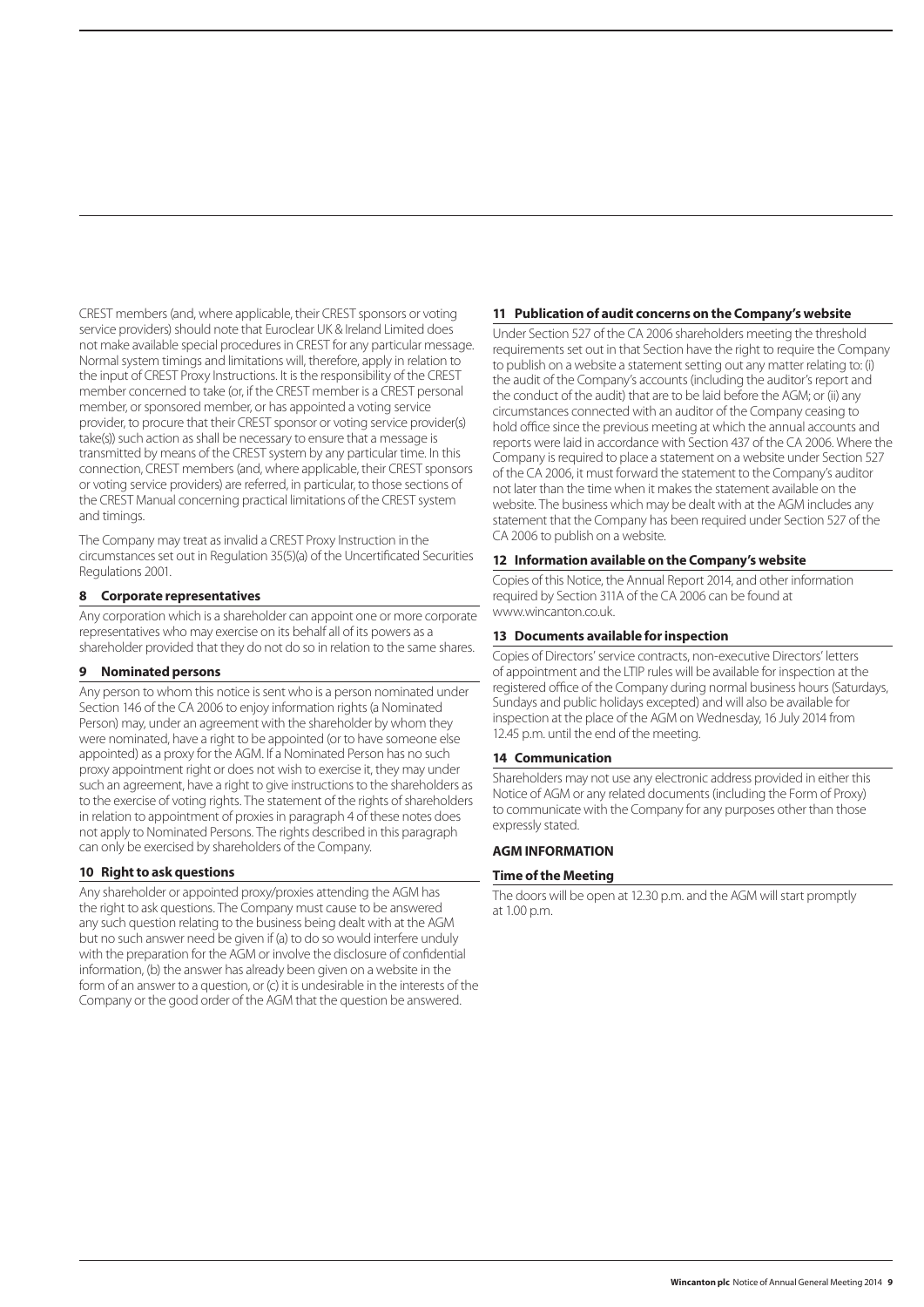CREST members (and, where applicable, their CREST sponsors or voting service providers) should note that Euroclear UK & Ireland Limited does not make available special procedures in CREST for any particular message. Normal system timings and limitations will, therefore, apply in relation to the input of CREST Proxy Instructions. It is the responsibility of the CREST member concerned to take (or, if the CREST member is a CREST personal member, or sponsored member, or has appointed a voting service provider, to procure that their CREST sponsor or voting service provider(s) take(s)) such action as shall be necessary to ensure that a message is transmitted by means of the CREST system by any particular time. In this connection, CREST members (and, where applicable, their CREST sponsors or voting service providers) are referred, in particular, to those sections of the CREST Manual concerning practical limitations of the CREST system and timings.

The Company may treat as invalid a CREST Proxy Instruction in the circumstances set out in Regulation 35(5)(a) of the Uncertificated Securities Regulations 2001.

### 8 Corporate representatives

Any corporation which is a shareholder can appoint one or more corporate representatives who may exercise on its behalf all of its powers as a shareholder provided that they do not do so in relation to the same shares.

### 9 Nominated persons

Any person to whom this notice is sent who is a person nominated under Section 146 of the CA 2006 to enjoy information rights (a Nominated Person) may, under an agreement with the shareholder by whom they were nominated, have a right to be appointed (or to have someone else appointed) as a proxy for the AGM. If a Nominated Person has no such proxy appointment right or does not wish to exercise it, they may under such an agreement, have a right to give instructions to the shareholders as to the exercise of voting rights. The statement of the rights of shareholders in relation to appointment of proxies in paragraph 4 of these notes does not apply to Nominated Persons. The rights described in this paragraph can only be exercised by shareholders of the Company.

### 10 Right to ask questions

Any shareholder or appointed proxy/proxies attending the AGM has the right to ask questions. The Company must cause to be answered any such question relating to the business being dealt with at the AGM but no such answer need be given if (a) to do so would interfere unduly with the preparation for the AGM or involve the disclosure of confidential information, (b) the answer has already been given on a website in the form of an answer to a question, or (c) it is undesirable in the interests of the Company or the good order of the AGM that the question be answered.

### 11 Publication of audit concerns on the Company's website

Under Section 527 of the CA 2006 shareholders meeting the threshold requirements set out in that Section have the right to require the Company to publish on a website a statement setting out any matter relating to: (i) the audit of the Company's accounts (including the auditor's report and the conduct of the audit) that are to be laid before the AGM; or (ii) any circumstances connected with an auditor of the Company ceasing to hold office since the previous meeting at which the annual accounts and reports were laid in accordance with Section 437 of the CA 2006. Where the Company is required to place a statement on a website under Section 527 of the CA 2006, it must forward the statement to the Company's auditor not later than the time when it makes the statement available on the website. The business which may be dealt with at the AGM includes any statement that the Company has been required under Section 527 of the CA 2006 to publish on a website.

### 12 Information available on the Company's website

Copies of this Notice, the Annual Report 2014, and other information required by Section 311A of the CA 2006 can be found at www.wincanton.co.uk.

### 13 Documents available for inspection

Copies of Directors' service contracts, non-executive Directors' letters of appointment and the LTIP rules will be available for inspection at the registered office of the Company during normal business hours (Saturdays, Sundays and public holidays excepted) and will also be available for inspection at the place of the AGM on Wednesday, 16 July 2014 from 12.45 p.m. until the end of the meeting.

### 14 Communication

Shareholders may not use any electronic address provided in either this Notice of AGM or any related documents (including the Form of Proxy) to communicate with the Company for any purposes other than those expressly stated.

## AGM INFORMATION

### Time of the Meeting

The doors will be open at 12.30 p.m. and the AGM will start promptly at 1.00 p.m.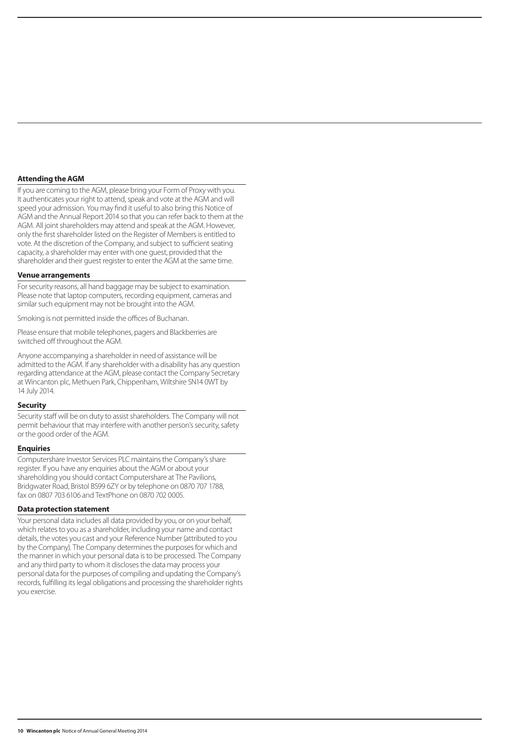### Attending the AGM

If you are coming to the AGM, please bring your Form of Proxy with you. It authenticates your right to attend, speak and vote at the AGM and will speed your admission. You may find it useful to also bring this Notice of AGM and the Annual Report 2014 so that you can refer back to them at the AGM. All joint shareholders may attend and speak at the AGM. However, only the first shareholder listed on the Register of Members is entitled to vote. At the discretion of the Company, and subject to sufficient seating capacity, a shareholder may enter with one guest, provided that the shareholder and their guest register to enter the AGM at the same time.

### Venue arrangements

For security reasons, all hand baggage may be subject to examination. Please note that laptop computers, recording equipment, cameras and similar such equipment may not be brought into the AGM.

Smoking is not permitted inside the offices of Buchanan.

Please ensure that mobile telephones, pagers and Blackberries are switched off throughout the AGM.

Anyone accompanying a shareholder in need of assistance will be admitted to the AGM. If any shareholder with a disability has any question regarding attendance at the AGM, please contact the Company Secretary at Wincanton plc, Methuen Park, Chippenham, Wiltshire SN14 0WT by 14 July 2014.

### Security

Security staff will be on duty to assist shareholders. The Company will not permit behaviour that may interfere with another person's security, safety or the good order of the AGM.

### Enquiries

Computershare Investor Services PLC maintains the Company's share register. If you have any enquiries about the AGM or about your shareholding you should contact Computershare at The Pavilions, Bridgwater Road, Bristol BS99 6ZY or by telephone on 0870 707 1788, fax on 0807 703 6106 and TextPhone on 0870 702 0005.

### Data protection statement

Your personal data includes all data provided by you, or on your behalf, which relates to you as a shareholder, including your name and contact details, the votes you cast and your Reference Number (attributed to you by the Company). The Company determines the purposes for which and the manner in which your personal data is to be processed. The Company and any third party to whom it discloses the data may process your personal data for the purposes of compiling and updating the Company's records, fulfilling its legal obligations and processing the shareholder rights you exercise.